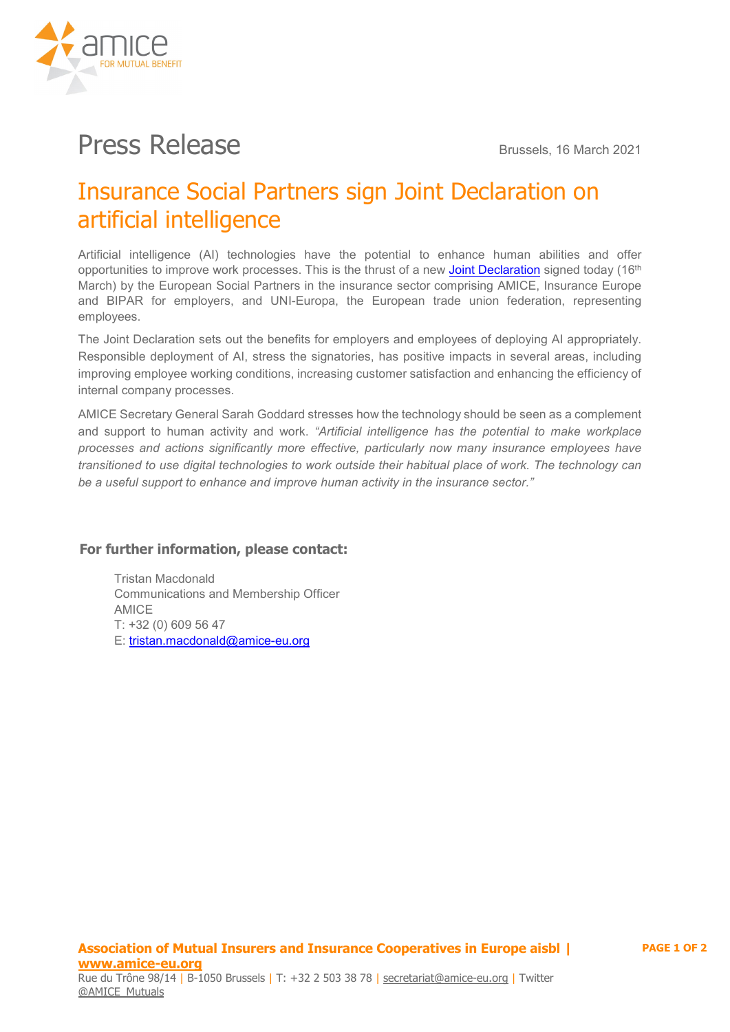# Press Release

Brussels, 16 March 2021

## Insurance Social Partners sign Joint Declaration on artificial intelligence

Artificial intelligence (AI) technologies have the potential to enhance human abilities and offer opportunities to improve work processes. This is the thrust of a new Joint Declaration signed today (16th March) by the European Social Partners in the insurance sector comprising AMICE, Insurance Europe and BIPAR for employers, and UNI-Europa, the European trade union federation, representing employees.

The Joint Declaration sets out the benefits for employers and employees of deploying AI appropriately. Responsible deployment of AI, stress the signatories, has positive impacts in several areas, including improving employee working conditions, increasing customer satisfaction and enhancing the efficiency of internal company processes.

AMICE Secretary General Sarah Goddard stresses how the technology should be seen as a complement and support to human activity and work. *"Artificial intelligence has the potential to make workplace processes and actions significantly more effective, particularly now many insurance employees have transitioned to use digital technologies to work outside their habitual place of work. The technology can be a useful support to enhance and improve human activity in the insurance sector."*

**For further information, please contact:**

Tristan Macdonald
Communications and Membership Officer
AMICE
T: +32 (0) 609 56 47
E: tristan.macdonald@amice-eu.org

**Association of Mutual Insurers and Insurance Cooperatives in Europe aisbl | www.amice-eu.org**
Rue du Trône 98/14 | B-1050 Brussels | T: +32 2 503 38 78 | secretariat@amice-eu.org | Twitter @AMICE_Mutuals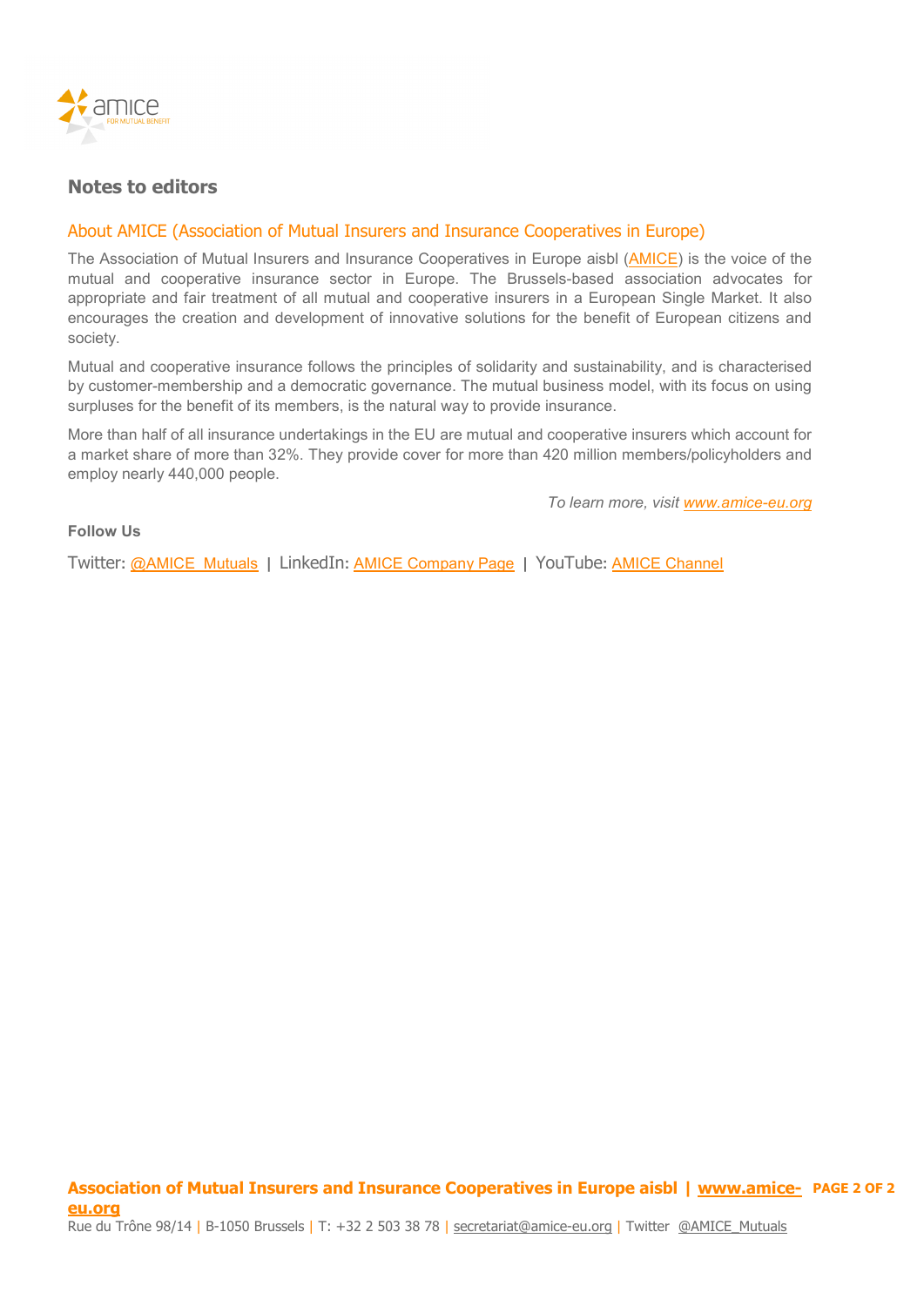## Notes to editors

### About AMICE (Association of Mutual Insurers and Insurance Cooperatives in Europe)

The Association of Mutual Insurers and Insurance Cooperatives in Europe aisbl (AMICE) is the voice of the mutual and cooperative insurance sector in Europe. The Brussels-based association advocates for appropriate and fair treatment of all mutual and cooperative insurers in a European Single Market. It also encourages the creation and development of innovative solutions for the benefit of European citizens and society.

Mutual and cooperative insurance follows the principles of solidarity and sustainability, and is characterised by customer-membership and a democratic governance. The mutual business model, with its focus on using surpluses for the benefit of its members, is the natural way to provide insurance.

More than half of all insurance undertakings in the EU are mutual and cooperative insurers which account for a market share of more than 32%. They provide cover for more than 420 million members/policyholders and employ nearly 440,000 people.

*To learn more, visit www.amice-eu.org*

**Follow Us**

Twitter: @AMICE_Mutuals | LinkedIn: AMICE Company Page | YouTube: AMICE Channel

**Association of Mutual Insurers and Insurance Cooperatives in Europe aisbl | www.amice-eu.org**

Rue du Trône 98/14 | B-1050 Brussels | T: +32 2 503 38 78 | secretariat@amice-eu.org | Twitter @AMICE_Mutuals